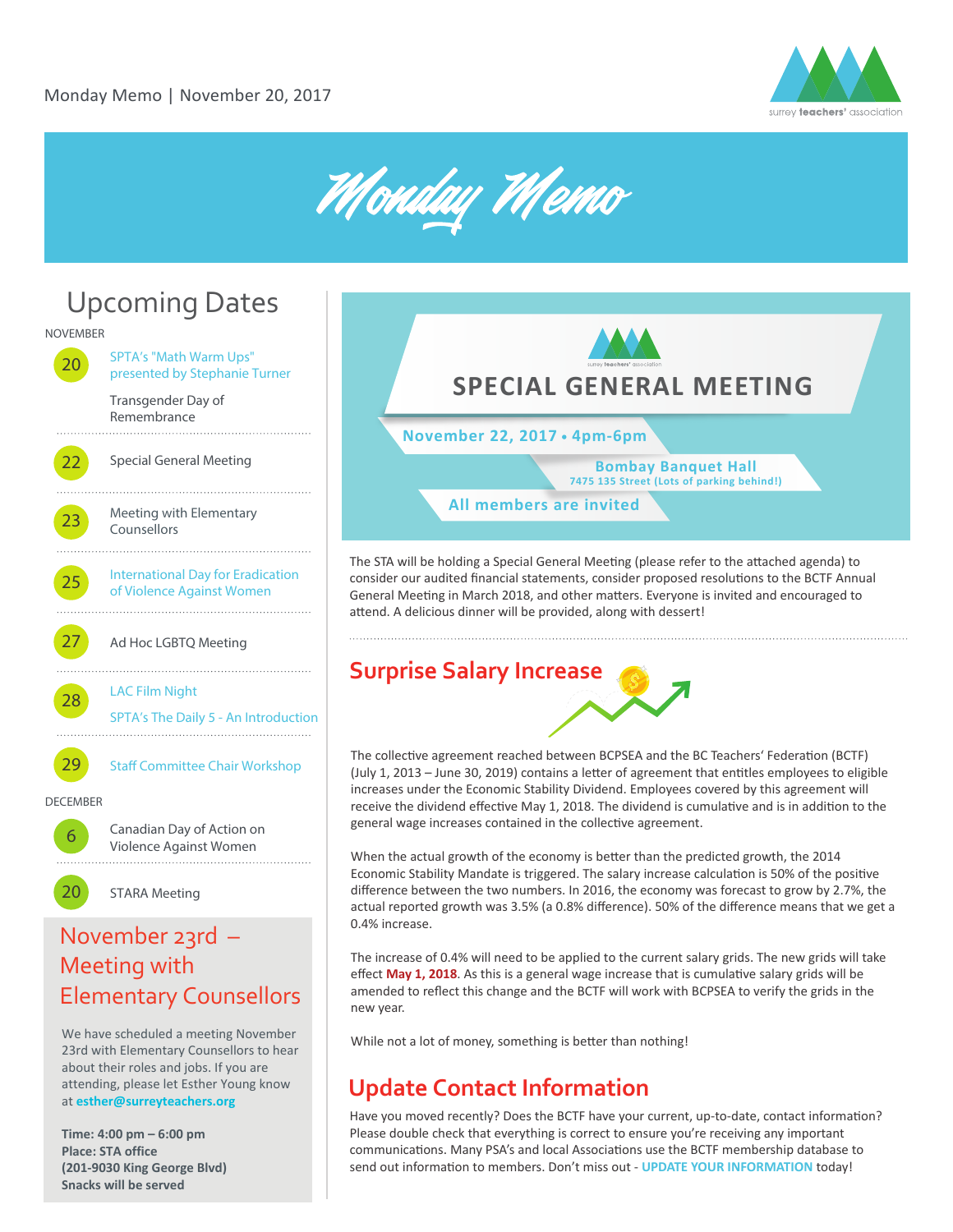Monday Memo | November 20, 2017

# Monday Memo

## Upcoming Dates

NOVEMBER

- **20** SPTA's "Math Warm Ups" presented by Stephanie Turner
  Transgender Day of Remembrance
- **22** Special General Meeting
- **23** Meeting with Elementary Counsellors
- **25** International Day for Eradication of Violence Against Women
- **27** Ad Hoc LGBTQ Meeting
- **28** LAC Film Night
  SPTA's The Daily 5 - An Introduction
- **29** Staff Committee Chair Workshop

DECEMBER

- **6** Canadian Day of Action on Violence Against Women
- **20** STARA Meeting

### November 23rd – Meeting with Elementary Counsellors

We have scheduled a meeting November 23rd with Elementary Counsellors to hear about their roles and jobs. If you are attending, please let Esther Young know at **esther@surreyteachers.org**

**Time: 4:00 pm – 6:00 pm**
**Place: STA office**
**(201-9030 King George Blvd)**
**Snacks will be served**

## SPECIAL GENERAL MEETING

**November 22, 2017 • 4pm-6pm**

**Bombay Banquet Hall**
**7475 135 Street (Lots of parking behind!)**

**All members are invited**

The STA will be holding a Special General Meeting (please refer to the attached agenda) to consider our audited financial statements, consider proposed resolutions to the BCTF Annual General Meeting in March 2018, and other matters. Everyone is invited and encouraged to attend. A delicious dinner will be provided, along with dessert!

## Surprise Salary Increase

The collective agreement reached between BCPSEA and the BC Teachers' Federation (BCTF) (July 1, 2013 – June 30, 2019) contains a letter of agreement that entitles employees to eligible increases under the Economic Stability Dividend. Employees covered by this agreement will receive the dividend effective May 1, 2018. The dividend is cumulative and is in addition to the general wage increases contained in the collective agreement.

When the actual growth of the economy is better than the predicted growth, the 2014 Economic Stability Mandate is triggered. The salary increase calculation is 50% of the positive difference between the two numbers. In 2016, the economy was forecast to grow by 2.7%, the actual reported growth was 3.5% (a 0.8% difference). 50% of the difference means that we get a 0.4% increase.

The increase of 0.4% will need to be applied to the current salary grids. The new grids will take effect **May 1, 2018**. As this is a general wage increase that is cumulative salary grids will be amended to reflect this change and the BCTF will work with BCPSEA to verify the grids in the new year.

While not a lot of money, something is better than nothing!

## Update Contact Information

Have you moved recently? Does the BCTF have your current, up-to-date, contact information? Please double check that everything is correct to ensure you're receiving any important communications. Many PSA's and local Associations use the BCTF membership database to send out information to members. Don't miss out - **UPDATE YOUR INFORMATION** today!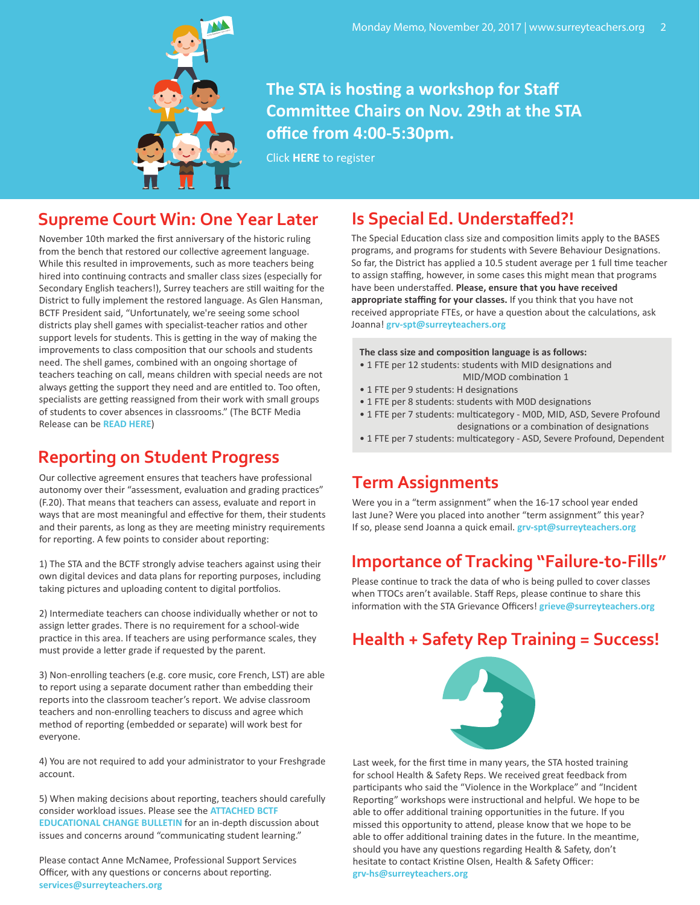**The STA is hosting a workshop for Staff Committee Chairs on Nov. 29th at the STA office from 4:00-5:30pm.**

Click **HERE** to register

## Supreme Court Win: One Year Later

November 10th marked the first anniversary of the historic ruling from the bench that restored our collective agreement language. While this resulted in improvements, such as more teachers being hired into continuing contracts and smaller class sizes (especially for Secondary English teachers!), Surrey teachers are still waiting for the District to fully implement the restored language. As Glen Hansman, BCTF President said, "Unfortunately, we're seeing some school districts play shell games with specialist-teacher ratios and other support levels for students. This is getting in the way of making the improvements to class composition that our schools and students need. The shell games, combined with an ongoing shortage of teachers teaching on call, means children with special needs are not always getting the support they need and are entitled to. Too often, specialists are getting reassigned from their work with small groups of students to cover absences in classrooms." (The BCTF Media Release can be **READ HERE**)

## Reporting on Student Progress

Our collective agreement ensures that teachers have professional autonomy over their "assessment, evaluation and grading practices" (F.20). That means that teachers can assess, evaluate and report in ways that are most meaningful and effective for them, their students and their parents, as long as they are meeting ministry requirements for reporting. A few points to consider about reporting:

1) The STA and the BCTF strongly advise teachers against using their own digital devices and data plans for reporting purposes, including taking pictures and uploading content to digital portfolios.

2) Intermediate teachers can choose individually whether or not to assign letter grades. There is no requirement for a school-wide practice in this area. If teachers are using performance scales, they must provide a letter grade if requested by the parent.

3) Non-enrolling teachers (e.g. core music, core French, LST) are able to report using a separate document rather than embedding their reports into the classroom teacher's report. We advise classroom teachers and non-enrolling teachers to discuss and agree which method of reporting (embedded or separate) will work best for everyone.

4) You are not required to add your administrator to your Freshgrade account.

5) When making decisions about reporting, teachers should carefully consider workload issues. Please see the **ATTACHED BCTF EDUCATIONAL CHANGE BULLETIN** for an in-depth discussion about issues and concerns around "communicating student learning."

Please contact Anne McNamee, Professional Support Services Officer, with any questions or concerns about reporting. **services@surreyteachers.org**

## Is Special Ed. Understaffed?!

The Special Education class size and composition limits apply to the BASES programs, and programs for students with Severe Behaviour Designations. So far, the District has applied a 10.5 student average per 1 full time teacher to assign staffing, however, in some cases this might mean that programs have been understaffed. **Please, ensure that you have received appropriate staffing for your classes.** If you think that you have not received appropriate FTEs, or have a question about the calculations, ask Joanna! **grv-spt@surreyteachers.org**

**The class size and composition language is as follows:**

- 1 FTE per 12 students: students with MID designations and MID/MOD combination 1
- 1 FTE per 9 students: H designations
- 1 FTE per 8 students: students with MOD designations
- 1 FTE per 7 students: multicategory - MOD, MID, ASD, Severe Profound designations or a combination of designations
- 1 FTE per 7 students: multicategory - ASD, Severe Profound, Dependent

## Term Assignments

Were you in a "term assignment" when the 16-17 school year ended last June? Were you placed into another "term assignment" this year? If so, please send Joanna a quick email. **grv-spt@surreyteachers.org**

## Importance of Tracking "Failure-to-Fills"

Please continue to track the data of who is being pulled to cover classes when TTOCs aren't available. Staff Reps, please continue to share this information with the STA Grievance Officers! **grieve@surreyteachers.org**

## Health + Safety Rep Training = Success!

Last week, for the first time in many years, the STA hosted training for school Health & Safety Reps. We received great feedback from participants who said the "Violence in the Workplace" and "Incident Reporting" workshops were instructional and helpful. We hope to be able to offer additional training opportunities in the future. If you missed this opportunity to attend, please know that we hope to be able to offer additional training dates in the future. In the meantime, should you have any questions regarding Health & Safety, don't hesitate to contact Kristine Olsen, Health & Safety Officer: **grv-hs@surreyteachers.org**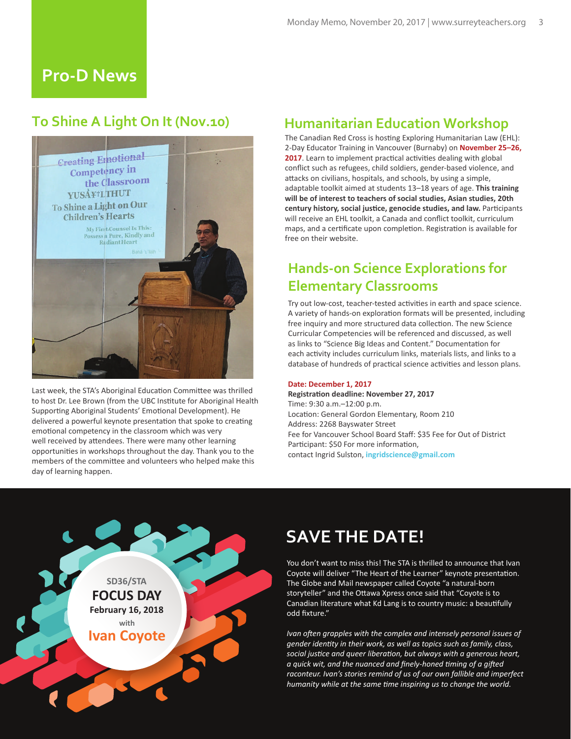# Pro-D News

## To Shine A Light On It (Nov.10)

Last week, the STA's Aboriginal Education Committee was thrilled to host Dr. Lee Brown (from the UBC Institute for Aboriginal Health Supporting Aboriginal Students' Emotional Development). He delivered a powerful keynote presentation that spoke to creating emotional competency in the classroom which was very well received by attendees. There were many other learning opportunities in workshops throughout the day. Thank you to the members of the committee and volunteers who helped make this day of learning happen.

## Humanitarian Education Workshop

The Canadian Red Cross is hosting Exploring Humanitarian Law (EHL): 2-Day Educator Training in Vancouver (Burnaby) on **November 25–26, 2017**. Learn to implement practical activities dealing with global conflict such as refugees, child soldiers, gender-based violence, and attacks on civilians, hospitals, and schools, by using a simple, adaptable toolkit aimed at students 13–18 years of age. **This training will be of interest to teachers of social studies, Asian studies, 20th century history, social justice, genocide studies, and law.** Participants will receive an EHL toolkit, a Canada and conflict toolkit, curriculum maps, and a certificate upon completion. Registration is available for free on their website.

## Hands-on Science Explorations for Elementary Classrooms

Try out low-cost, teacher-tested activities in earth and space science. A variety of hands-on exploration formats will be presented, including free inquiry and more structured data collection. The new Science Curricular Competencies will be referenced and discussed, as well as links to "Science Big Ideas and Content." Documentation for each activity includes curriculum links, materials lists, and links to a database of hundreds of practical science activities and lesson plans.

**Date: December 1, 2017**
**Registration deadline: November 27, 2017**
Time: 9:30 a.m.–12:00 p.m.
Location: General Gordon Elementary, Room 210
Address: 2268 Bayswater Street
Fee for Vancouver School Board Staff: $35 Fee for Out of District Participant: $50 For more information,
contact Ingrid Sulston, ingridscience@gmail.com

SD36/STA
**FOCUS DAY**
**February 16, 2018**
with
**Ivan Coyote**

# SAVE THE DATE!

You don't want to miss this! The STA is thrilled to announce that Ivan Coyote will deliver "The Heart of the Learner" keynote presentation. The Globe and Mail newspaper called Coyote "a natural-born storyteller" and the Ottawa Xpress once said that "Coyote is to Canadian literature what Kd Lang is to country music: a beautifully odd fixture."

*Ivan often grapples with the complex and intensely personal issues of gender identity in their work, as well as topics such as family, class, social justice and queer liberation, but always with a generous heart, a quick wit, and the nuanced and finely-honed timing of a gifted raconteur. Ivan's stories remind of us of our own fallible and imperfect humanity while at the same time inspiring us to change the world.*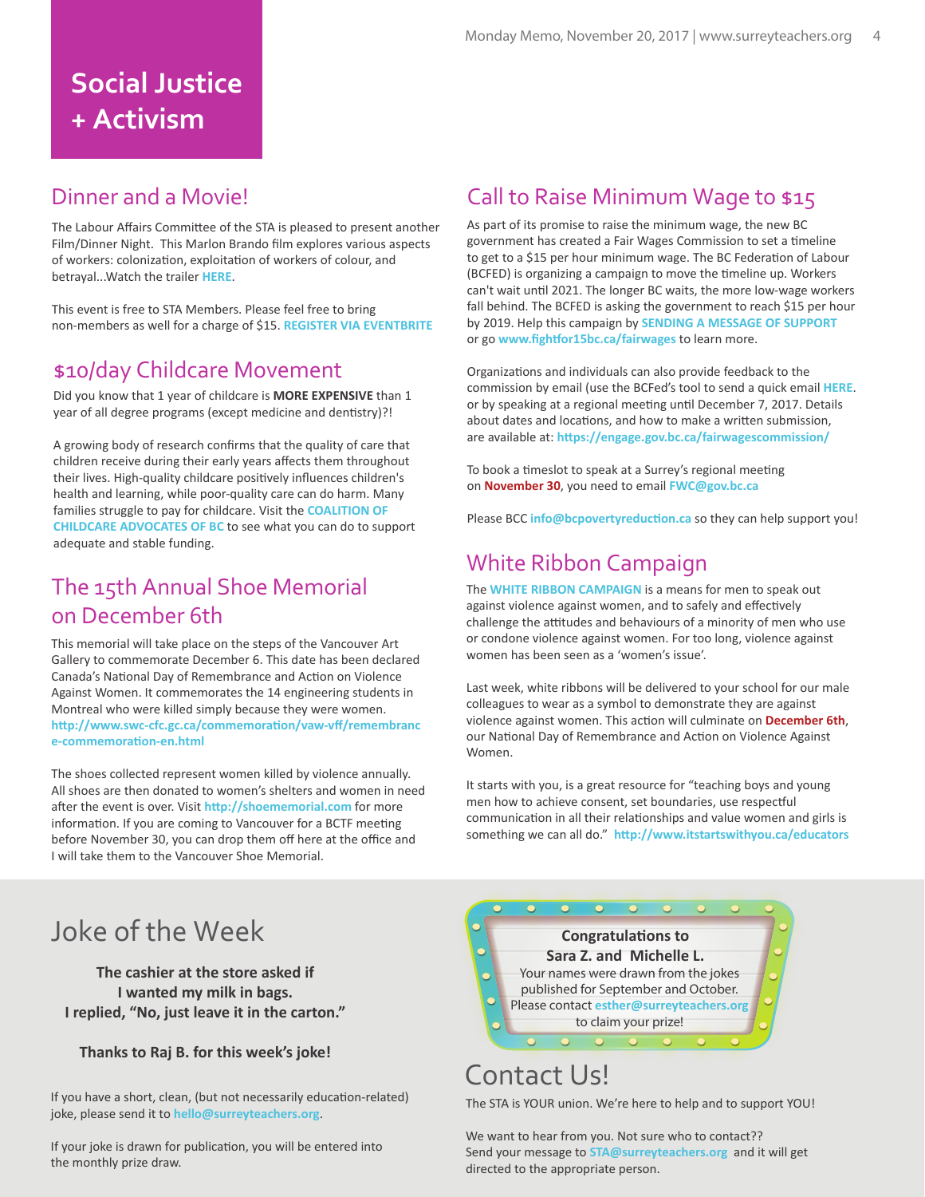# Social Justice + Activism

## Dinner and a Movie!

The Labour Affairs Committee of the STA is pleased to present another Film/Dinner Night. This Marlon Brando film explores various aspects of workers: colonization, exploitation of workers of colour, and betrayal...Watch the trailer **HERE**.

This event is free to STA Members. Please feel free to bring non-members as well for a charge of $15. **REGISTER VIA EVENTBRITE**

## $10/day Childcare Movement

Did you know that 1 year of childcare is **MORE EXPENSIVE** than 1 year of all degree programs (except medicine and dentistry)?!

A growing body of research confirms that the quality of care that children receive during their early years affects them throughout their lives. High-quality childcare positively influences children's health and learning, while poor-quality care can do harm. Many families struggle to pay for childcare. Visit the **COALITION OF CHILDCARE ADVOCATES OF BC** to see what you can do to support adequate and stable funding.

## The 15th Annual Shoe Memorial on December 6th

This memorial will take place on the steps of the Vancouver Art Gallery to commemorate December 6. This date has been declared Canada's National Day of Remembrance and Action on Violence Against Women. It commemorates the 14 engineering students in Montreal who were killed simply because they were women. **http://www.swc-cfc.gc.ca/commemoration/vaw-vff/remembrance-commemoration-en.html**

The shoes collected represent women killed by violence annually. All shoes are then donated to women's shelters and women in need after the event is over. Visit **http://shoememorial.com** for more information. If you are coming to Vancouver for a BCTF meeting before November 30, you can drop them off here at the office and I will take them to the Vancouver Shoe Memorial.

## Call to Raise Minimum Wage to $15

As part of its promise to raise the minimum wage, the new BC government has created a Fair Wages Commission to set a timeline to get to a $15 per hour minimum wage. The BC Federation of Labour (BCFED) is organizing a campaign to move the timeline up. Workers can't wait until 2021. The longer BC waits, the more low-wage workers fall behind. The BCFED is asking the government to reach $15 per hour by 2019. Help this campaign by **SENDING A MESSAGE OF SUPPORT** or go **www.fightfor15bc.ca/fairwages** to learn more.

Organizations and individuals can also provide feedback to the commission by email (use the BCFed's tool to send a quick email **HERE**. or by speaking at a regional meeting until December 7, 2017. Details about dates and locations, and how to make a written submission, are available at: **https://engage.gov.bc.ca/fairwagescommission/**

To book a timeslot to speak at a Surrey's regional meeting on **November 30**, you need to email **FWC@gov.bc.ca**

Please BCC **info@bcpovertyreduction.ca** so they can help support you!

## White Ribbon Campaign

The **WHITE RIBBON CAMPAIGN** is a means for men to speak out against violence against women, and to safely and effectively challenge the attitudes and behaviours of a minority of men who use or condone violence against women. For too long, violence against women has been seen as a 'women's issue'.

Last week, white ribbons will be delivered to your school for our male colleagues to wear as a symbol to demonstrate they are against violence against women. This action will culminate on **December 6th**, our National Day of Remembrance and Action on Violence Against Women.

It starts with you, is a great resource for "teaching boys and young men how to achieve consent, set boundaries, use respectful communication in all their relationships and value women and girls is something we can all do." **http://www.itstartswithyou.ca/educators**

## Joke of the Week

**The cashier at the store asked if I wanted my milk in bags. I replied, "No, just leave it in the carton."**

**Thanks to Raj B. for this week's joke!**

If you have a short, clean, (but not necessarily education-related) joke, please send it to **hello@surreyteachers.org**.

If your joke is drawn for publication, you will be entered into the monthly prize draw.

**Congratulations to Sara Z. and Michelle L.**
Your names were drawn from the jokes published for September and October. Please contact **esther@surreyteachers.org** to claim your prize!

## Contact Us!

The STA is YOUR union. We're here to help and to support YOU!

We want to hear from you. Not sure who to contact?? Send your message to **STA@surreyteachers.org** and it will get directed to the appropriate person.